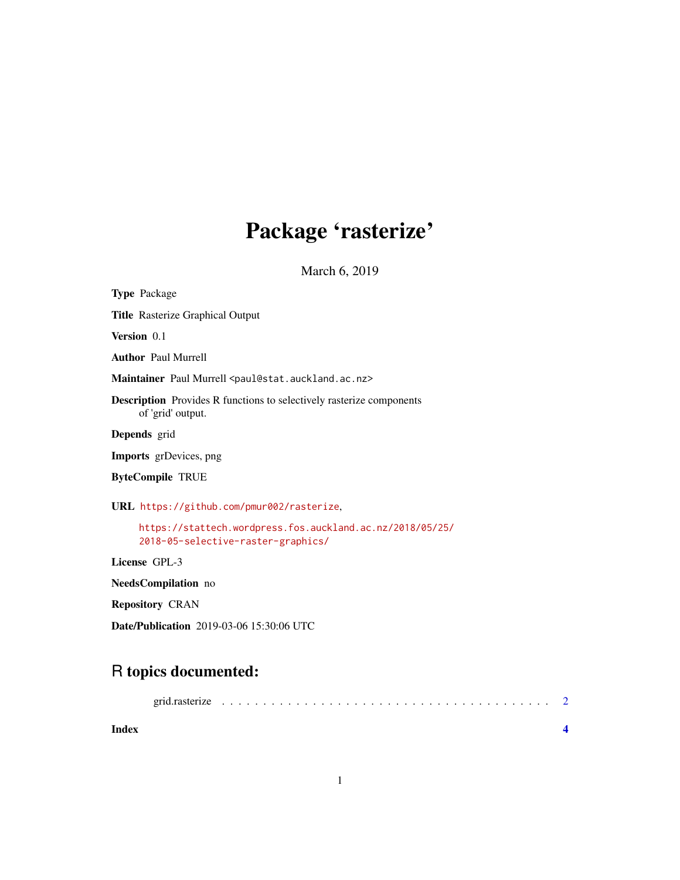# Package 'rasterize'

March 6, 2019

**Type** Package

**Title** Rasterize Graphical Output

**Version** 0.1

**Author** Paul Murrell

**Maintainer** Paul Murrell <paul@stat.auckland.ac.nz>

**Description** Provides R functions to selectively rasterize components of 'grid' output.

**Depends** grid

**Imports** grDevices, png

**ByteCompile** TRUE

**URL** https://github.com/pmur002/rasterize,

https://stattech.wordpress.fos.auckland.ac.nz/2018/05/25/2018-05-selective-raster-graphics/

**License** GPL-3

**NeedsCompilation** no

**Repository** CRAN

**Date/Publication** 2019-03-06 15:30:06 UTC

## R topics documented:

grid.rasterize . . . . . . . . . . . . . . . . . . . . . . . . . . . . . . . . . . . . . . . . 2

**Index** **4**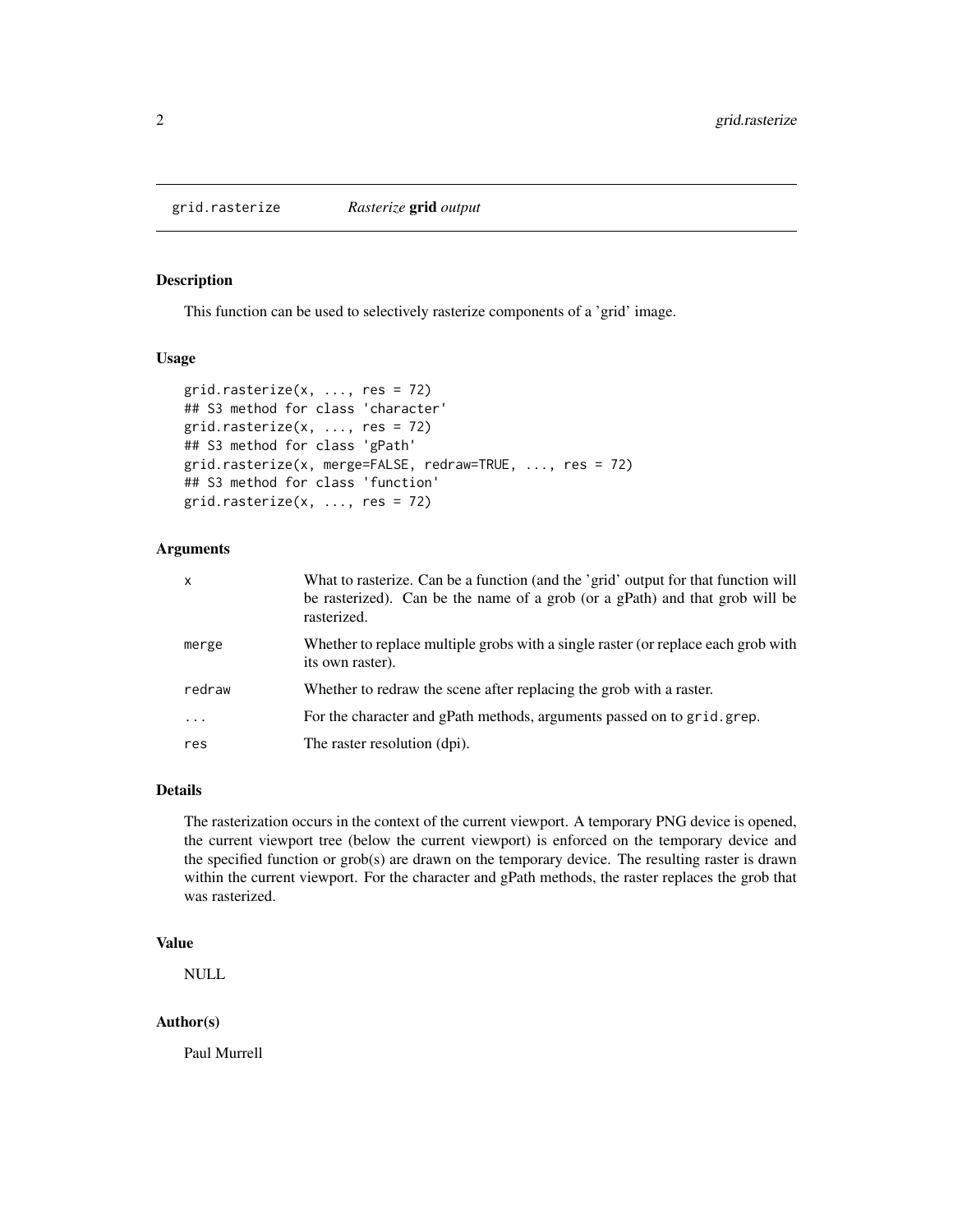# grid.rasterize *Rasterize* **grid** *output*

### Description

This function can be used to selectively rasterize components of a 'grid' image.

### Usage

```
grid.rasterize(x, ..., res = 72)
## S3 method for class 'character'
grid.rasterize(x, ..., res = 72)
## S3 method for class 'gPath'
grid.rasterize(x, merge=FALSE, redraw=TRUE, ..., res = 72)
## S3 method for class 'function'
grid.rasterize(x, ..., res = 72)
```

### Arguments

| | |
|---|---|
| `x` | What to rasterize. Can be a function (and the 'grid' output for that function will be rasterized). Can be the name of a grob (or a gPath) and that grob will be rasterized. |
| `merge` | Whether to replace multiple grobs with a single raster (or replace each grob with its own raster). |
| `redraw` | Whether to redraw the scene after replacing the grob with a raster. |
| `...` | For the character and gPath methods, arguments passed on to `grid.grep`. |
| `res` | The raster resolution (dpi). |

### Details

The rasterization occurs in the context of the current viewport. A temporary PNG device is opened, the current viewport tree (below the current viewport) is enforced on the temporary device and the specified function or grob(s) are drawn on the temporary device. The resulting raster is drawn within the current viewport. For the character and gPath methods, the raster replaces the grob that was rasterized.

### Value

NULL

### Author(s)

Paul Murrell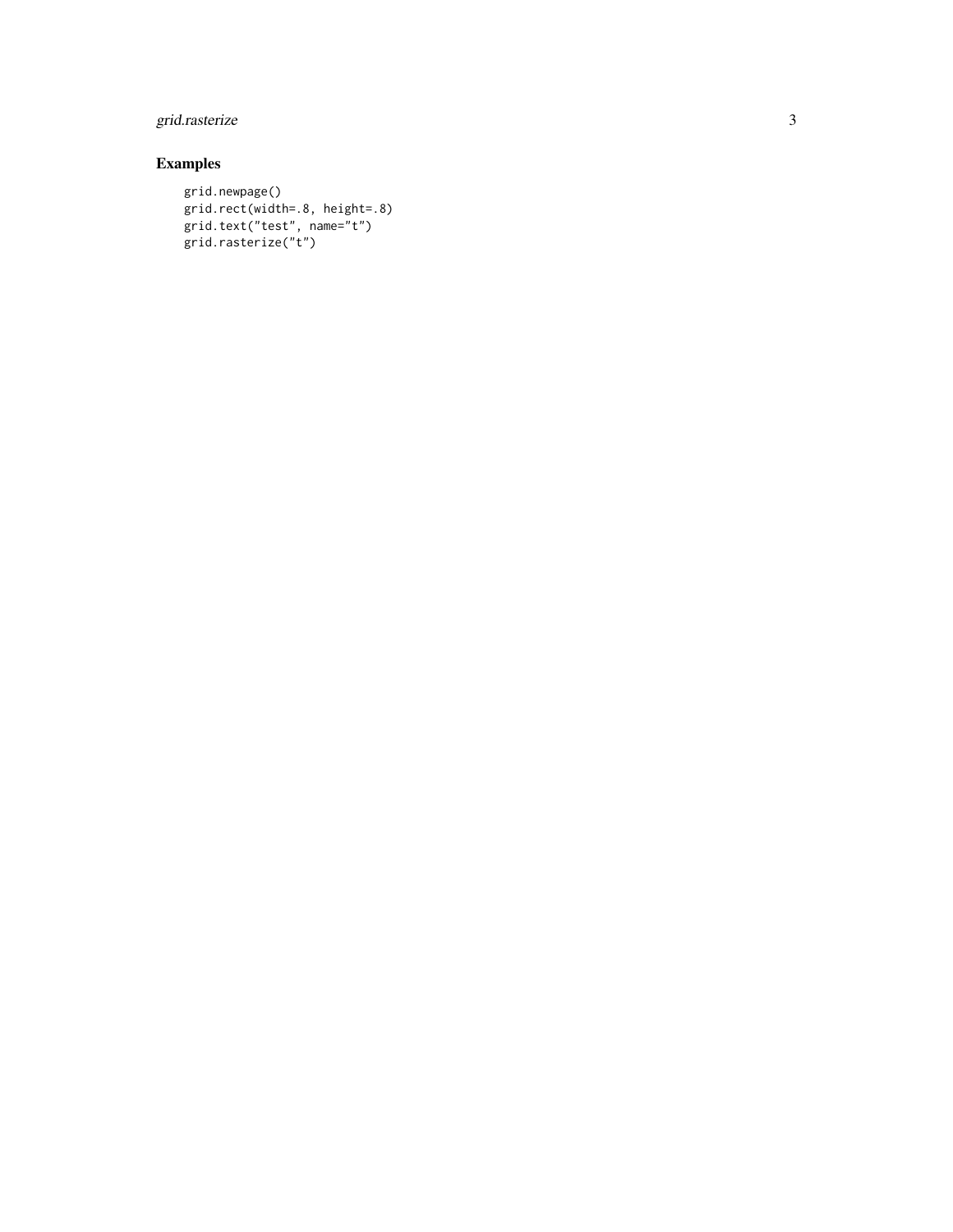## Examples

```
grid.newpage()
grid.rect(width=.8, height=.8)
grid.text("test", name="t")
grid.rasterize("t")
```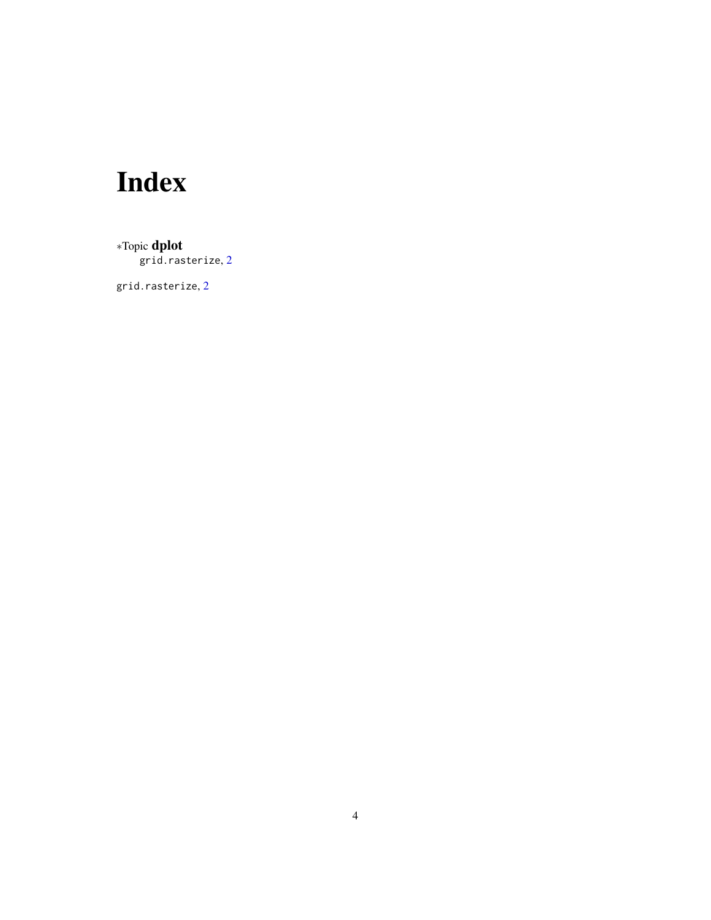# Index

*Topic **dplot**
    `grid.rasterize`, 2

`grid.rasterize`, 2